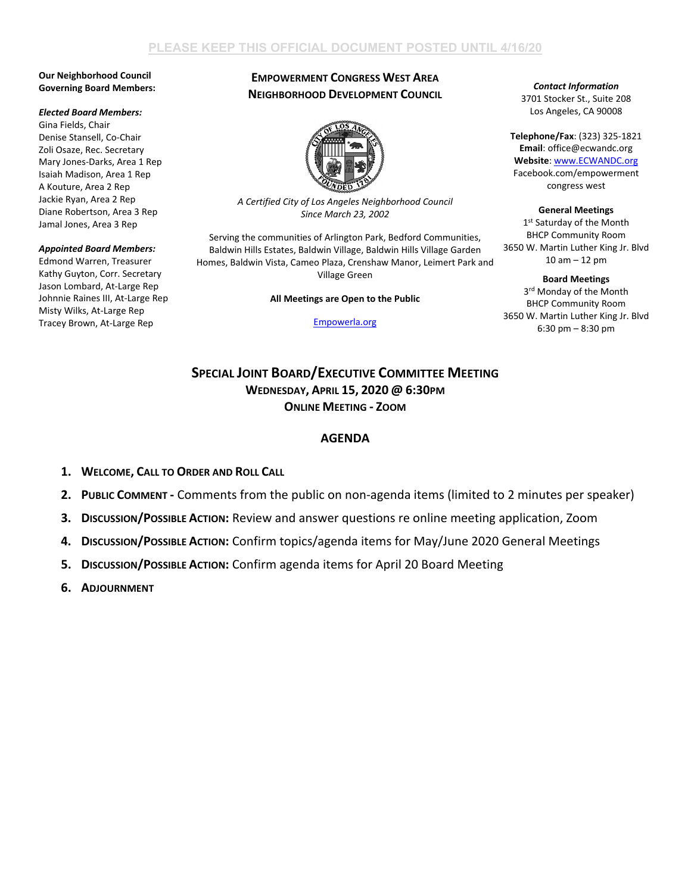PLEASE KEEP THIS OFFICIAL DOCUMENT POSTED UNTIL 4/16/20

**Our Neighborhood Council Governing Board Members:**

***Elected Board Members:***
Gina Fields, Chair
Denise Stansell, Co-Chair
Zoli Osaze, Rec. Secretary
Mary Jones-Darks, Area 1 Rep
Isaiah Madison, Area 1 Rep
A Kouture, Area 2 Rep
Jackie Ryan, Area 2 Rep
Diane Robertson, Area 3 Rep
Jamal Jones, Area 3 Rep

***Appointed Board Members:***
Edmond Warren, Treasurer
Kathy Guyton, Corr. Secretary
Jason Lombard, At-Large Rep
Johnnie Raines III, At-Large Rep
Misty Wilks, At-Large Rep
Tracey Brown, At-Large Rep

## EMPOWERMENT CONGRESS WEST AREA NEIGHBORHOOD DEVELOPMENT COUNCIL

*A Certified City of Los Angeles Neighborhood Council*
*Since March 23, 2002*

Serving the communities of Arlington Park, Bedford Communities, Baldwin Hills Estates, Baldwin Village, Baldwin Hills Village Garden Homes, Baldwin Vista, Cameo Plaza, Crenshaw Manor, Leimert Park and Village Green

**All Meetings are Open to the Public**

Empowerla.org

***Contact Information***
3701 Stocker St., Suite 208
Los Angeles, CA 90008

**Telephone/Fax**: (323) 325-1821
**Email**: office@ecwandc.org
**Website**: www.ECWANDC.org
Facebook.com/empowerment congress west

**General Meetings**
1st Saturday of the Month
BHCP Community Room
3650 W. Martin Luther King Jr. Blvd
10 am – 12 pm

**Board Meetings**
3rd Monday of the Month
BHCP Community Room
3650 W. Martin Luther King Jr. Blvd
6:30 pm – 8:30 pm

## SPECIAL JOINT BOARD/EXECUTIVE COMMITTEE MEETING
### WEDNESDAY, APRIL 15, 2020 @ 6:30PM
### ONLINE MEETING - ZOOM

## AGENDA

1. **WELCOME, CALL TO ORDER AND ROLL CALL**
2. **PUBLIC COMMENT -** Comments from the public on non-agenda items (limited to 2 minutes per speaker)
3. **DISCUSSION/POSSIBLE ACTION:** Review and answer questions re online meeting application, Zoom
4. **DISCUSSION/POSSIBLE ACTION:** Confirm topics/agenda items for May/June 2020 General Meetings
5. **DISCUSSION/POSSIBLE ACTION:** Confirm agenda items for April 20 Board Meeting
6. **ADJOURNMENT**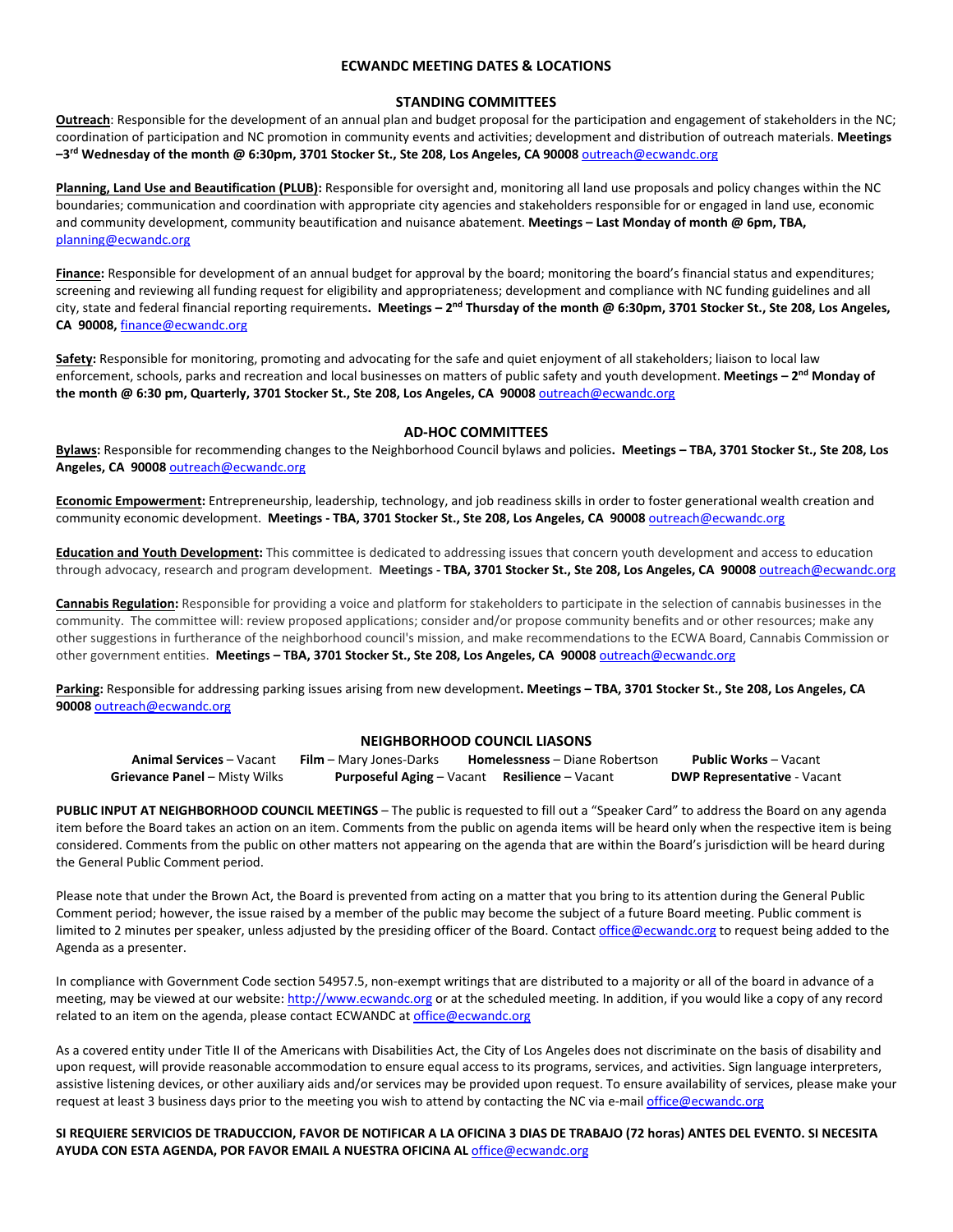## ECWANDC MEETING DATES & LOCATIONS

### STANDING COMMITTEES

**Outreach**: Responsible for the development of an annual plan and budget proposal for the participation and engagement of stakeholders in the NC; coordination of participation and NC promotion in community events and activities; development and distribution of outreach materials. **Meetings –3rd Wednesday of the month @ 6:30pm, 3701 Stocker St., Ste 208, Los Angeles, CA 90008** outreach@ecwandc.org

**Planning, Land Use and Beautification (PLUB):** Responsible for oversight and, monitoring all land use proposals and policy changes within the NC boundaries; communication and coordination with appropriate city agencies and stakeholders responsible for or engaged in land use, economic and community development, community beautification and nuisance abatement. **Meetings – Last Monday of month @ 6pm, TBA,** planning@ecwandc.org

**Finance:** Responsible for development of an annual budget for approval by the board; monitoring the board's financial status and expenditures; screening and reviewing all funding request for eligibility and appropriateness; development and compliance with NC funding guidelines and all city, state and federal financial reporting requirements**. Meetings – 2nd Thursday of the month @ 6:30pm, 3701 Stocker St., Ste 208, Los Angeles, CA 90008,** finance@ecwandc.org

**Safety:** Responsible for monitoring, promoting and advocating for the safe and quiet enjoyment of all stakeholders; liaison to local law enforcement, schools, parks and recreation and local businesses on matters of public safety and youth development. **Meetings – 2nd Monday of the month @ 6:30 pm, Quarterly, 3701 Stocker St., Ste 208, Los Angeles, CA 90008** outreach@ecwandc.org

### AD-HOC COMMITTEES

**Bylaws:** Responsible for recommending changes to the Neighborhood Council bylaws and policies**. Meetings – TBA, 3701 Stocker St., Ste 208, Los Angeles, CA 90008** outreach@ecwandc.org

**Economic Empowerment:** Entrepreneurship, leadership, technology, and job readiness skills in order to foster generational wealth creation and community economic development. **Meetings - TBA, 3701 Stocker St., Ste 208, Los Angeles, CA 90008** outreach@ecwandc.org

**Education and Youth Development:** This committee is dedicated to addressing issues that concern youth development and access to education through advocacy, research and program development. **Meetings - TBA, 3701 Stocker St., Ste 208, Los Angeles, CA 90008** outreach@ecwandc.org

**Cannabis Regulation:** Responsible for providing a voice and platform for stakeholders to participate in the selection of cannabis businesses in the community. The committee will: review proposed applications; consider and/or propose community benefits and or other resources; make any other suggestions in furtherance of the neighborhood council's mission, and make recommendations to the ECWA Board, Cannabis Commission or other government entities. **Meetings – TBA, 3701 Stocker St., Ste 208, Los Angeles, CA 90008** outreach@ecwandc.org

**Parking:** Responsible for addressing parking issues arising from new development**. Meetings – TBA, 3701 Stocker St., Ste 208, Los Angeles, CA 90008** outreach@ecwandc.org

### NEIGHBORHOOD COUNCIL LIASONS

**Animal Services** – Vacant **Film** – Mary Jones-Darks **Homelessness** – Diane Robertson **Public Works** – Vacant
**Grievance Panel** – Misty Wilks **Purposeful Aging** – Vacant **Resilience** – Vacant **DWP Representative** - Vacant

**PUBLIC INPUT AT NEIGHBORHOOD COUNCIL MEETINGS** – The public is requested to fill out a "Speaker Card" to address the Board on any agenda item before the Board takes an action on an item. Comments from the public on agenda items will be heard only when the respective item is being considered. Comments from the public on other matters not appearing on the agenda that are within the Board's jurisdiction will be heard during the General Public Comment period.

Please note that under the Brown Act, the Board is prevented from acting on a matter that you bring to its attention during the General Public Comment period; however, the issue raised by a member of the public may become the subject of a future Board meeting. Public comment is limited to 2 minutes per speaker, unless adjusted by the presiding officer of the Board. Contact office@ecwandc.org to request being added to the Agenda as a presenter.

In compliance with Government Code section 54957.5, non-exempt writings that are distributed to a majority or all of the board in advance of a meeting, may be viewed at our website: http://www.ecwandc.org or at the scheduled meeting. In addition, if you would like a copy of any record related to an item on the agenda, please contact ECWANDC at office@ecwandc.org

As a covered entity under Title II of the Americans with Disabilities Act, the City of Los Angeles does not discriminate on the basis of disability and upon request, will provide reasonable accommodation to ensure equal access to its programs, services, and activities. Sign language interpreters, assistive listening devices, or other auxiliary aids and/or services may be provided upon request. To ensure availability of services, please make your request at least 3 business days prior to the meeting you wish to attend by contacting the NC via e-mail office@ecwandc.org

**SI REQUIERE SERVICIOS DE TRADUCCION, FAVOR DE NOTIFICAR A LA OFICINA 3 DIAS DE TRABAJO (72 horas) ANTES DEL EVENTO. SI NECESITA AYUDA CON ESTA AGENDA, POR FAVOR EMAIL A NUESTRA OFICINA AL** office@ecwandc.org